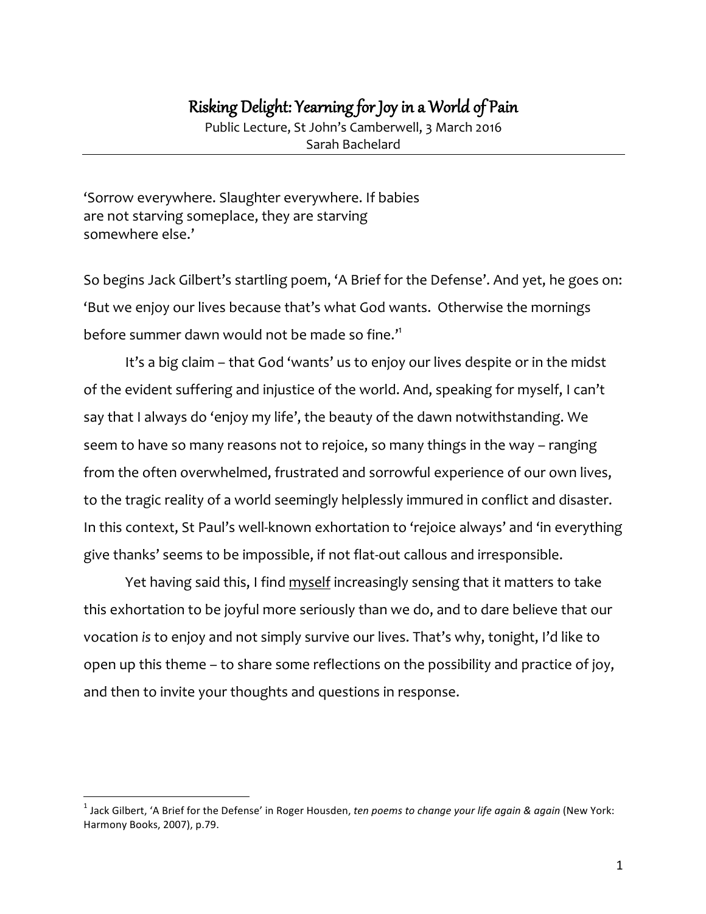# Risking Delight: Yearning for Joy in a World of Pain

Public Lecture, St John's Camberwell, 3 March 2016
Sarah Bachelard

---

'Sorrow everywhere. Slaughter everywhere. If babies
are not starving someplace, they are starving
somewhere else.'

So begins Jack Gilbert's startling poem, 'A Brief for the Defense'. And yet, he goes on: 'But we enjoy our lives because that's what God wants. Otherwise the mornings before summer dawn would not be made so fine.'[1]

It's a big claim – that God 'wants' us to enjoy our lives despite or in the midst of the evident suffering and injustice of the world. And, speaking for myself, I can't say that I always do 'enjoy my life', the beauty of the dawn notwithstanding. We seem to have so many reasons not to rejoice, so many things in the way – ranging from the often overwhelmed, frustrated and sorrowful experience of our own lives, to the tragic reality of a world seemingly helplessly immured in conflict and disaster. In this context, St Paul's well-known exhortation to 'rejoice always' and 'in everything give thanks' seems to be impossible, if not flat-out callous and irresponsible.

Yet having said this, I find <u>myself</u> increasingly sensing that it matters to take this exhortation to be joyful more seriously than we do, and to dare believe that our vocation *is* to enjoy and not simply survive our lives. That's why, tonight, I'd like to open up this theme – to share some reflections on the possibility and practice of joy, and then to invite your thoughts and questions in response.

---

[1] Jack Gilbert, 'A Brief for the Defense' in Roger Housden, *ten poems to change your life again & again* (New York: Harmony Books, 2007), p.79.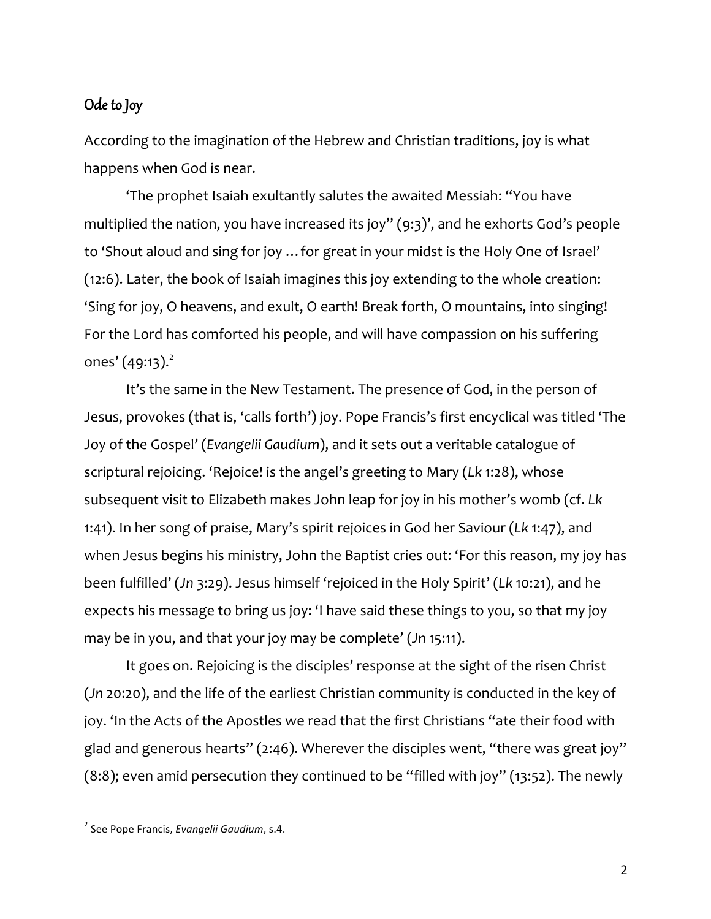## Ode to Joy

According to the imagination of the Hebrew and Christian traditions, joy is what happens when God is near.

'The prophet Isaiah exultantly salutes the awaited Messiah: "You have multiplied the nation, you have increased its joy" (9:3)', and he exhorts God's people to 'Shout aloud and sing for joy … for great in your midst is the Holy One of Israel' (12:6). Later, the book of Isaiah imagines this joy extending to the whole creation: 'Sing for joy, O heavens, and exult, O earth! Break forth, O mountains, into singing! For the Lord has comforted his people, and will have compassion on his suffering ones' (49:13).[2]

It's the same in the New Testament. The presence of God, in the person of Jesus, provokes (that is, 'calls forth') joy. Pope Francis's first encyclical was titled 'The Joy of the Gospel' (*Evangelii Gaudium*), and it sets out a veritable catalogue of scriptural rejoicing. 'Rejoice! is the angel's greeting to Mary (*Lk* 1:28), whose subsequent visit to Elizabeth makes John leap for joy in his mother's womb (cf. *Lk* 1:41). In her song of praise, Mary's spirit rejoices in God her Saviour (*Lk* 1:47), and when Jesus begins his ministry, John the Baptist cries out: 'For this reason, my joy has been fulfilled' (*Jn* 3:29). Jesus himself 'rejoiced in the Holy Spirit' (*Lk* 10:21), and he expects his message to bring us joy: 'I have said these things to you, so that my joy may be in you, and that your joy may be complete' (*Jn* 15:11).

It goes on. Rejoicing is the disciples' response at the sight of the risen Christ (*Jn* 20:20), and the life of the earliest Christian community is conducted in the key of joy. 'In the Acts of the Apostles we read that the first Christians "ate their food with glad and generous hearts" (2:46). Wherever the disciples went, "there was great joy" (8:8); even amid persecution they continued to be "filled with joy" (13:52). The newly

[2] See Pope Francis, *Evangelii Gaudium*, s.4.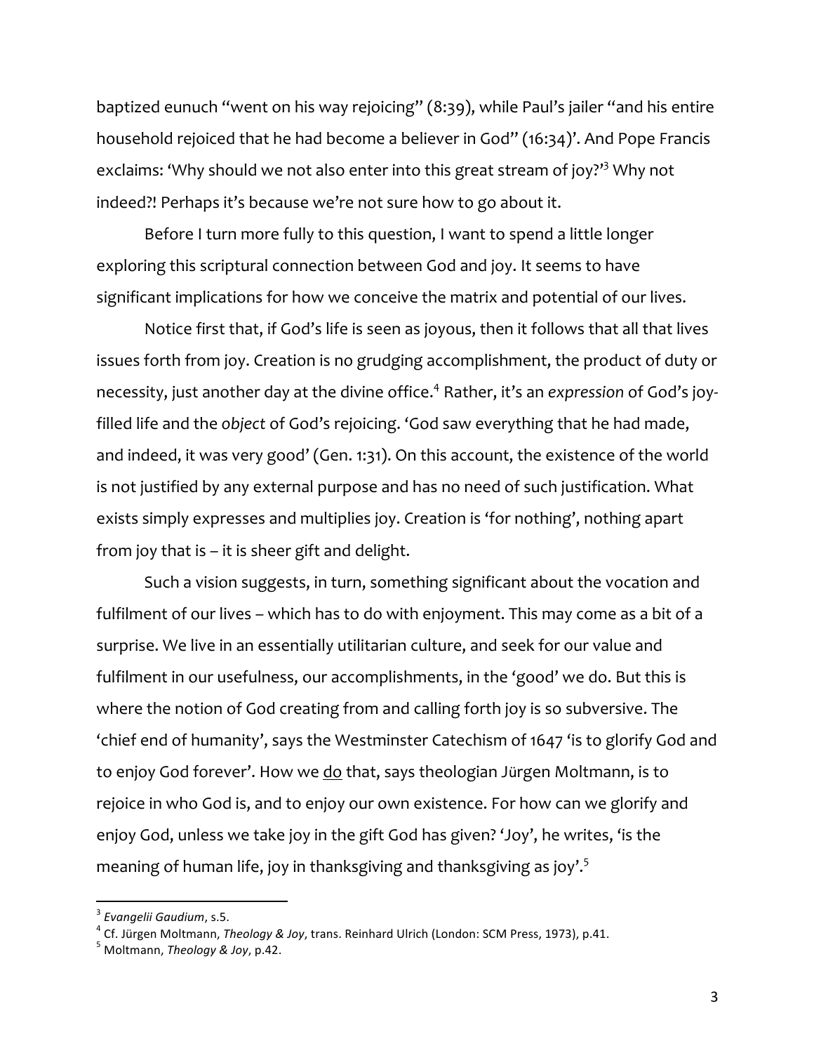baptized eunuch "went on his way rejoicing" (8:39), while Paul's jailer "and his entire household rejoiced that he had become a believer in God" (16:34)'. And Pope Francis exclaims: 'Why should we not also enter into this great stream of joy?'[3] Why not indeed?! Perhaps it's because we're not sure how to go about it.

Before I turn more fully to this question, I want to spend a little longer exploring this scriptural connection between God and joy. It seems to have significant implications for how we conceive the matrix and potential of our lives.

Notice first that, if God's life is seen as joyous, then it follows that all that lives issues forth from joy. Creation is no grudging accomplishment, the product of duty or necessity, just another day at the divine office.[4] Rather, it's an *expression* of God's joy-filled life and the *object* of God's rejoicing. 'God saw everything that he had made, and indeed, it was very good' (Gen. 1:31). On this account, the existence of the world is not justified by any external purpose and has no need of such justification. What exists simply expresses and multiplies joy. Creation is 'for nothing', nothing apart from joy that is – it is sheer gift and delight.

Such a vision suggests, in turn, something significant about the vocation and fulfilment of our lives – which has to do with enjoyment. This may come as a bit of a surprise. We live in an essentially utilitarian culture, and seek for our value and fulfilment in our usefulness, our accomplishments, in the 'good' we do. But this is where the notion of God creating from and calling forth joy is so subversive. The 'chief end of humanity', says the Westminster Catechism of 1647 'is to glorify God and to enjoy God forever'. How we <u>do</u> that, says theologian Jürgen Moltmann, is to rejoice in who God is, and to enjoy our own existence. For how can we glorify and enjoy God, unless we take joy in the gift God has given? 'Joy', he writes, 'is the meaning of human life, joy in thanksgiving and thanksgiving as joy'.[5]

---

[3] *Evangelii Gaudium*, s.5.

[4] Cf. Jürgen Moltmann, *Theology & Joy*, trans. Reinhard Ulrich (London: SCM Press, 1973), p.41.

[5] Moltmann, *Theology & Joy*, p.42.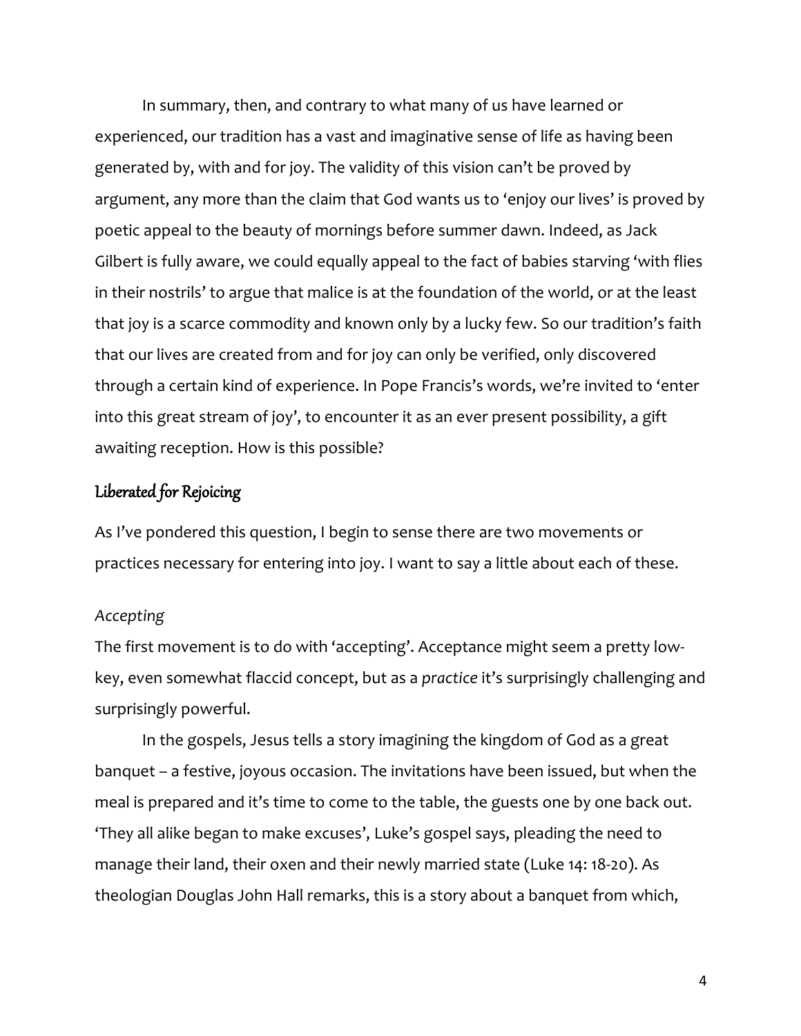In summary, then, and contrary to what many of us have learned or experienced, our tradition has a vast and imaginative sense of life as having been generated by, with and for joy. The validity of this vision can't be proved by argument, any more than the claim that God wants us to 'enjoy our lives' is proved by poetic appeal to the beauty of mornings before summer dawn. Indeed, as Jack Gilbert is fully aware, we could equally appeal to the fact of babies starving 'with flies in their nostrils' to argue that malice is at the foundation of the world, or at the least that joy is a scarce commodity and known only by a lucky few. So our tradition's faith that our lives are created from and for joy can only be verified, only discovered through a certain kind of experience. In Pope Francis's words, we're invited to 'enter into this great stream of joy', to encounter it as an ever present possibility, a gift awaiting reception. How is this possible?

## Liberated for Rejoicing

As I've pondered this question, I begin to sense there are two movements or practices necessary for entering into joy. I want to say a little about each of these.

### *Accepting*

The first movement is to do with 'accepting'. Acceptance might seem a pretty low-key, even somewhat flaccid concept, but as a *practice* it's surprisingly challenging and surprisingly powerful.

In the gospels, Jesus tells a story imagining the kingdom of God as a great banquet – a festive, joyous occasion. The invitations have been issued, but when the meal is prepared and it's time to come to the table, the guests one by one back out. 'They all alike began to make excuses', Luke's gospel says, pleading the need to manage their land, their oxen and their newly married state (Luke 14: 18-20). As theologian Douglas John Hall remarks, this is a story about a banquet from which,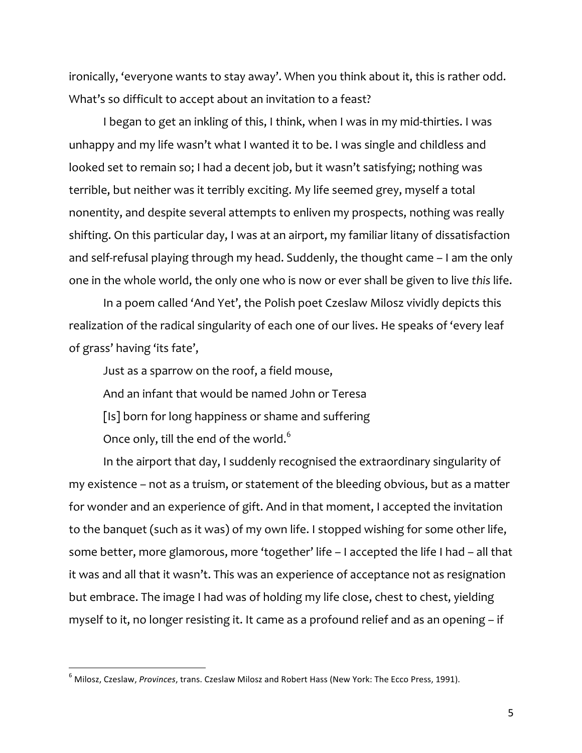ironically, 'everyone wants to stay away'. When you think about it, this is rather odd. What's so difficult to accept about an invitation to a feast?

I began to get an inkling of this, I think, when I was in my mid-thirties. I was unhappy and my life wasn't what I wanted it to be. I was single and childless and looked set to remain so; I had a decent job, but it wasn't satisfying; nothing was terrible, but neither was it terribly exciting. My life seemed grey, myself a total nonentity, and despite several attempts to enliven my prospects, nothing was really shifting. On this particular day, I was at an airport, my familiar litany of dissatisfaction and self-refusal playing through my head. Suddenly, the thought came – I am the only one in the whole world, the only one who is now or ever shall be given to live *this* life.

In a poem called 'And Yet', the Polish poet Czeslaw Milosz vividly depicts this realization of the radical singularity of each one of our lives. He speaks of 'every leaf of grass' having 'its fate',

> Just as a sparrow on the roof, a field mouse,
>
> And an infant that would be named John or Teresa
>
> [Is] born for long happiness or shame and suffering
>
> Once only, till the end of the world.[6]

In the airport that day, I suddenly recognised the extraordinary singularity of my existence – not as a truism, or statement of the bleeding obvious, but as a matter for wonder and an experience of gift. And in that moment, I accepted the invitation to the banquet (such as it was) of my own life. I stopped wishing for some other life, some better, more glamorous, more 'together' life – I accepted the life I had – all that it was and all that it wasn't. This was an experience of acceptance not as resignation but embrace. The image I had was of holding my life close, chest to chest, yielding myself to it, no longer resisting it. It came as a profound relief and as an opening – if

---

[6] Milosz, Czeslaw, *Provinces*, trans. Czeslaw Milosz and Robert Hass (New York: The Ecco Press, 1991).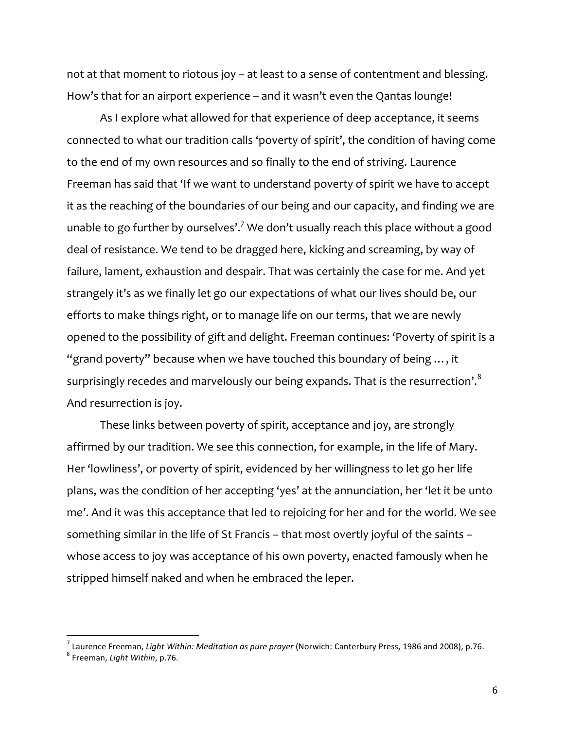not at that moment to riotous joy – at least to a sense of contentment and blessing. How's that for an airport experience – and it wasn't even the Qantas lounge!

As I explore what allowed for that experience of deep acceptance, it seems connected to what our tradition calls 'poverty of spirit', the condition of having come to the end of my own resources and so finally to the end of striving. Laurence Freeman has said that 'If we want to understand poverty of spirit we have to accept it as the reaching of the boundaries of our being and our capacity, and finding we are unable to go further by ourselves'.[7] We don't usually reach this place without a good deal of resistance. We tend to be dragged here, kicking and screaming, by way of failure, lament, exhaustion and despair. That was certainly the case for me. And yet strangely it's as we finally let go our expectations of what our lives should be, our efforts to make things right, or to manage life on our terms, that we are newly opened to the possibility of gift and delight. Freeman continues: 'Poverty of spirit is a "grand poverty" because when we have touched this boundary of being … , it surprisingly recedes and marvelously our being expands. That is the resurrection'.[8] And resurrection is joy.

These links between poverty of spirit, acceptance and joy, are strongly affirmed by our tradition. We see this connection, for example, in the life of Mary. Her 'lowliness', or poverty of spirit, evidenced by her willingness to let go her life plans, was the condition of her accepting 'yes' at the annunciation, her 'let it be unto me'. And it was this acceptance that led to rejoicing for her and for the world. We see something similar in the life of St Francis – that most overtly joyful of the saints – whose access to joy was acceptance of his own poverty, enacted famously when he stripped himself naked and when he embraced the leper.

---

[7] Laurence Freeman, *Light Within: Meditation as pure prayer* (Norwich: Canterbury Press, 1986 and 2008), p.76.

[8] Freeman, *Light Within*, p.76.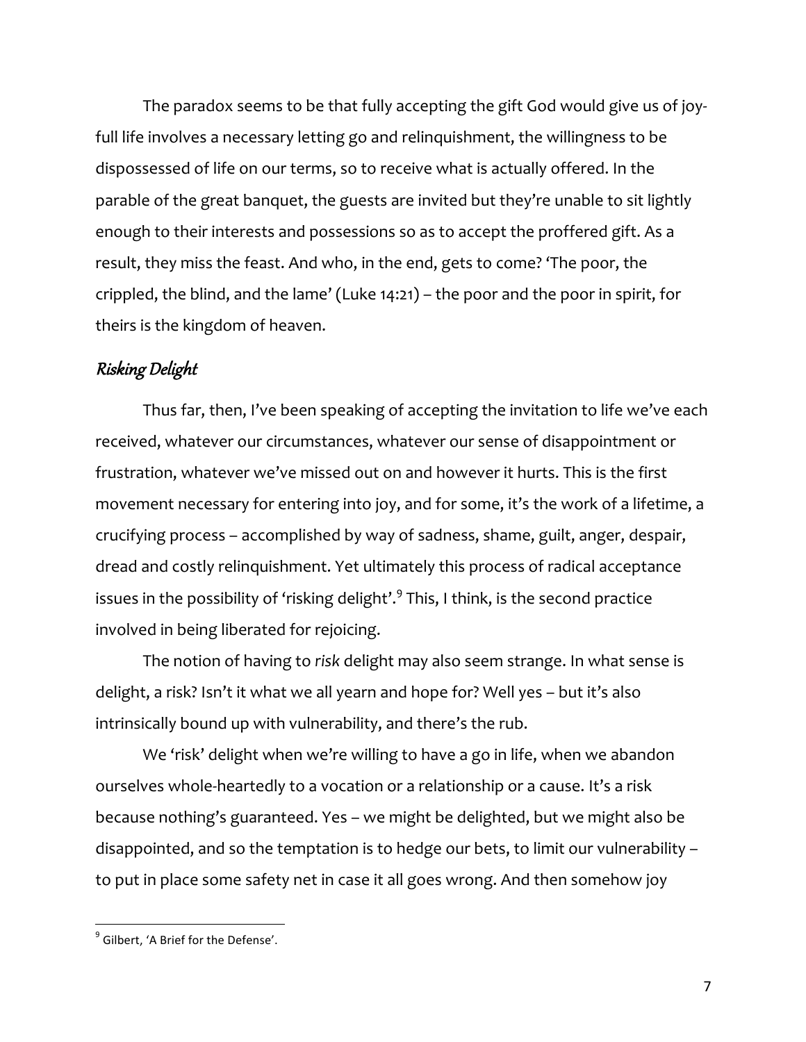The paradox seems to be that fully accepting the gift God would give us of joy-full life involves a necessary letting go and relinquishment, the willingness to be dispossessed of life on our terms, so to receive what is actually offered. In the parable of the great banquet, the guests are invited but they're unable to sit lightly enough to their interests and possessions so as to accept the proffered gift. As a result, they miss the feast. And who, in the end, gets to come? 'The poor, the crippled, the blind, and the lame' (Luke 14:21) – the poor and the poor in spirit, for theirs is the kingdom of heaven.

## *Risking Delight*

Thus far, then, I've been speaking of accepting the invitation to life we've each received, whatever our circumstances, whatever our sense of disappointment or frustration, whatever we've missed out on and however it hurts. This is the first movement necessary for entering into joy, and for some, it's the work of a lifetime, a crucifying process – accomplished by way of sadness, shame, guilt, anger, despair, dread and costly relinquishment. Yet ultimately this process of radical acceptance issues in the possibility of 'risking delight'.[9] This, I think, is the second practice involved in being liberated for rejoicing.

The notion of having to *risk* delight may also seem strange. In what sense is delight, a risk? Isn't it what we all yearn and hope for? Well yes – but it's also intrinsically bound up with vulnerability, and there's the rub.

We 'risk' delight when we're willing to have a go in life, when we abandon ourselves whole-heartedly to a vocation or a relationship or a cause. It's a risk because nothing's guaranteed. Yes – we might be delighted, but we might also be disappointed, and so the temptation is to hedge our bets, to limit our vulnerability – to put in place some safety net in case it all goes wrong. And then somehow joy

---

[9] Gilbert, 'A Brief for the Defense'.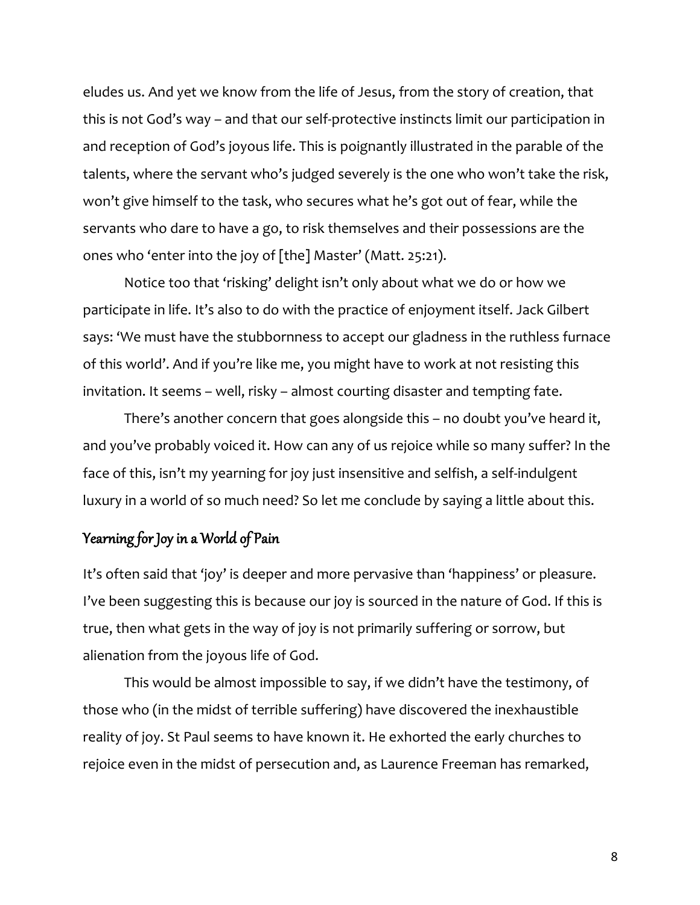eludes us. And yet we know from the life of Jesus, from the story of creation, that this is not God's way – and that our self-protective instincts limit our participation in and reception of God's joyous life. This is poignantly illustrated in the parable of the talents, where the servant who's judged severely is the one who won't take the risk, won't give himself to the task, who secures what he's got out of fear, while the servants who dare to have a go, to risk themselves and their possessions are the ones who 'enter into the joy of [the] Master' (Matt. 25:21).

Notice too that 'risking' delight isn't only about what we do or how we participate in life. It's also to do with the practice of enjoyment itself. Jack Gilbert says: 'We must have the stubbornness to accept our gladness in the ruthless furnace of this world'. And if you're like me, you might have to work at not resisting this invitation. It seems – well, risky – almost courting disaster and tempting fate.

There's another concern that goes alongside this – no doubt you've heard it, and you've probably voiced it. How can any of us rejoice while so many suffer? In the face of this, isn't my yearning for joy just insensitive and selfish, a self-indulgent luxury in a world of so much need? So let me conclude by saying a little about this.

## Yearning for Joy in a World of Pain

It's often said that 'joy' is deeper and more pervasive than 'happiness' or pleasure. I've been suggesting this is because our joy is sourced in the nature of God. If this is true, then what gets in the way of joy is not primarily suffering or sorrow, but alienation from the joyous life of God.

This would be almost impossible to say, if we didn't have the testimony, of those who (in the midst of terrible suffering) have discovered the inexhaustible reality of joy. St Paul seems to have known it. He exhorted the early churches to rejoice even in the midst of persecution and, as Laurence Freeman has remarked,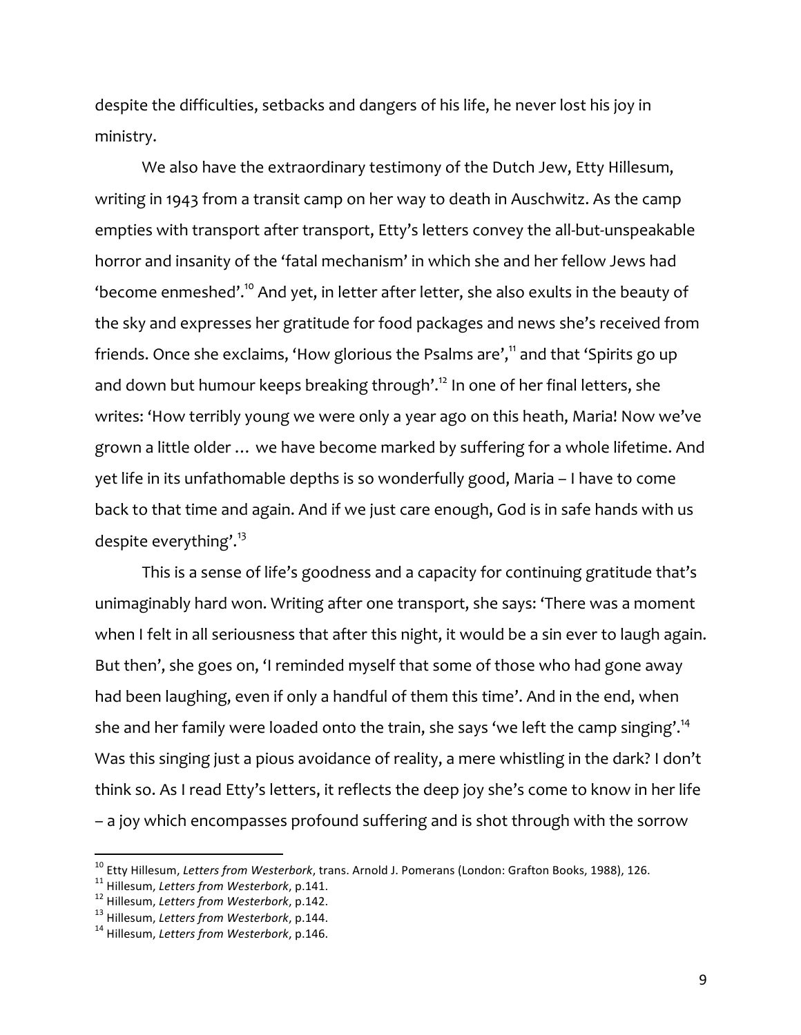despite the difficulties, setbacks and dangers of his life, he never lost his joy in ministry.

We also have the extraordinary testimony of the Dutch Jew, Etty Hillesum, writing in 1943 from a transit camp on her way to death in Auschwitz. As the camp empties with transport after transport, Etty's letters convey the all-but-unspeakable horror and insanity of the 'fatal mechanism' in which she and her fellow Jews had 'become enmeshed'.[10] And yet, in letter after letter, she also exults in the beauty of the sky and expresses her gratitude for food packages and news she's received from friends. Once she exclaims, 'How glorious the Psalms are',[11] and that 'Spirits go up and down but humour keeps breaking through'.[12] In one of her final letters, she writes: 'How terribly young we were only a year ago on this heath, Maria! Now we've grown a little older … we have become marked by suffering for a whole lifetime. And yet life in its unfathomable depths is so wonderfully good, Maria – I have to come back to that time and again. And if we just care enough, God is in safe hands with us despite everything'.[13]

This is a sense of life's goodness and a capacity for continuing gratitude that's unimaginably hard won. Writing after one transport, she says: 'There was a moment when I felt in all seriousness that after this night, it would be a sin ever to laugh again. But then', she goes on, 'I reminded myself that some of those who had gone away had been laughing, even if only a handful of them this time'. And in the end, when she and her family were loaded onto the train, she says 'we left the camp singing'.[14] Was this singing just a pious avoidance of reality, a mere whistling in the dark? I don't think so. As I read Etty's letters, it reflects the deep joy she's come to know in her life – a joy which encompasses profound suffering and is shot through with the sorrow

---

[10] Etty Hillesum, *Letters from Westerbork*, trans. Arnold J. Pomerans (London: Grafton Books, 1988), 126.
[11] Hillesum, *Letters from Westerbork*, p.141.
[12] Hillesum, *Letters from Westerbork*, p.142.
[13] Hillesum, *Letters from Westerbork*, p.144.
[14] Hillesum, *Letters from Westerbork*, p.146.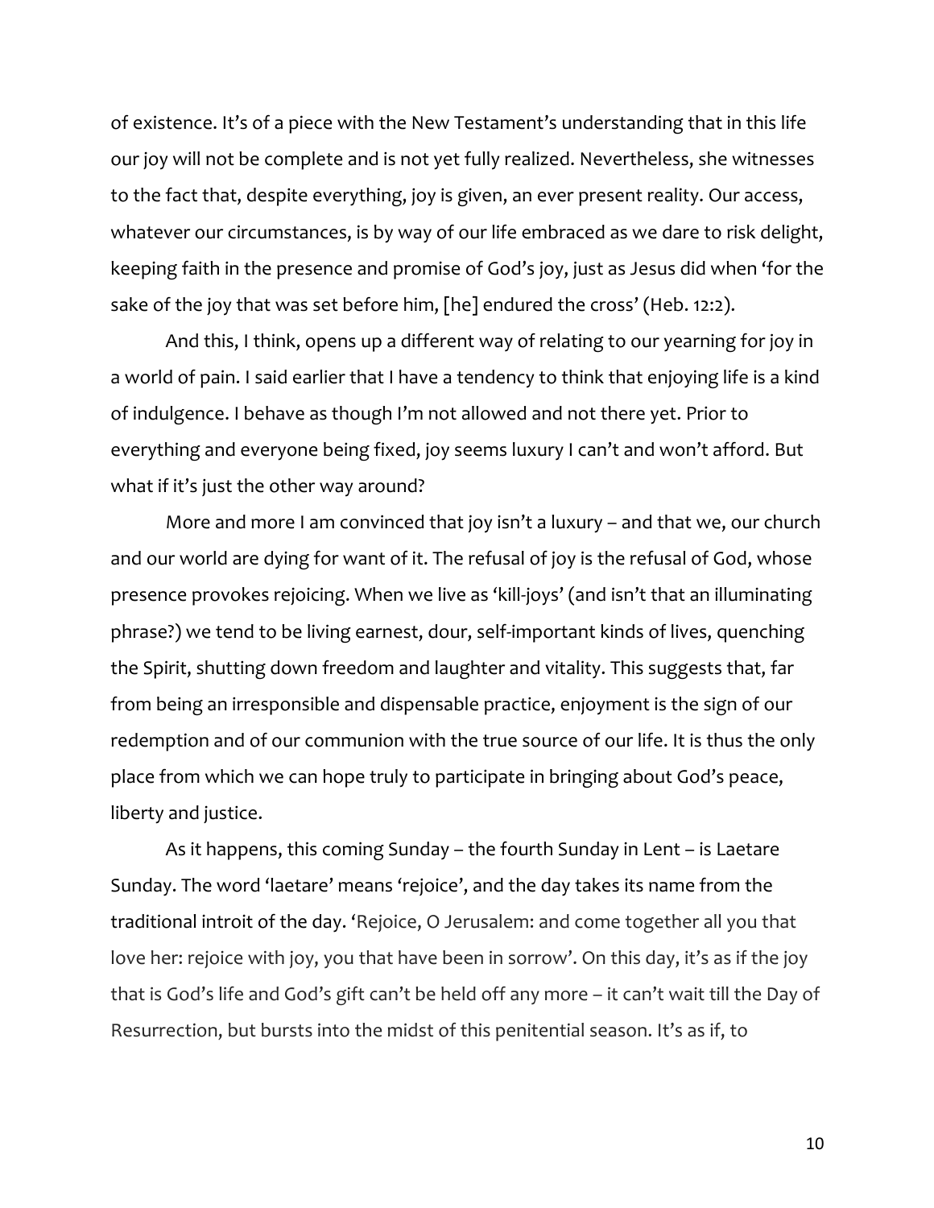of existence. It's of a piece with the New Testament's understanding that in this life our joy will not be complete and is not yet fully realized. Nevertheless, she witnesses to the fact that, despite everything, joy is given, an ever present reality. Our access, whatever our circumstances, is by way of our life embraced as we dare to risk delight, keeping faith in the presence and promise of God's joy, just as Jesus did when 'for the sake of the joy that was set before him, [he] endured the cross' (Heb. 12:2).

And this, I think, opens up a different way of relating to our yearning for joy in a world of pain. I said earlier that I have a tendency to think that enjoying life is a kind of indulgence. I behave as though I'm not allowed and not there yet. Prior to everything and everyone being fixed, joy seems luxury I can't and won't afford. But what if it's just the other way around?

More and more I am convinced that joy isn't a luxury – and that we, our church and our world are dying for want of it. The refusal of joy is the refusal of God, whose presence provokes rejoicing. When we live as 'kill-joys' (and isn't that an illuminating phrase?) we tend to be living earnest, dour, self-important kinds of lives, quenching the Spirit, shutting down freedom and laughter and vitality. This suggests that, far from being an irresponsible and dispensable practice, enjoyment is the sign of our redemption and of our communion with the true source of our life. It is thus the only place from which we can hope truly to participate in bringing about God's peace, liberty and justice.

As it happens, this coming Sunday – the fourth Sunday in Lent – is Laetare Sunday. The word 'laetare' means 'rejoice', and the day takes its name from the traditional introit of the day. 'Rejoice, O Jerusalem: and come together all you that love her: rejoice with joy, you that have been in sorrow'. On this day, it's as if the joy that is God's life and God's gift can't be held off any more – it can't wait till the Day of Resurrection, but bursts into the midst of this penitential season. It's as if, to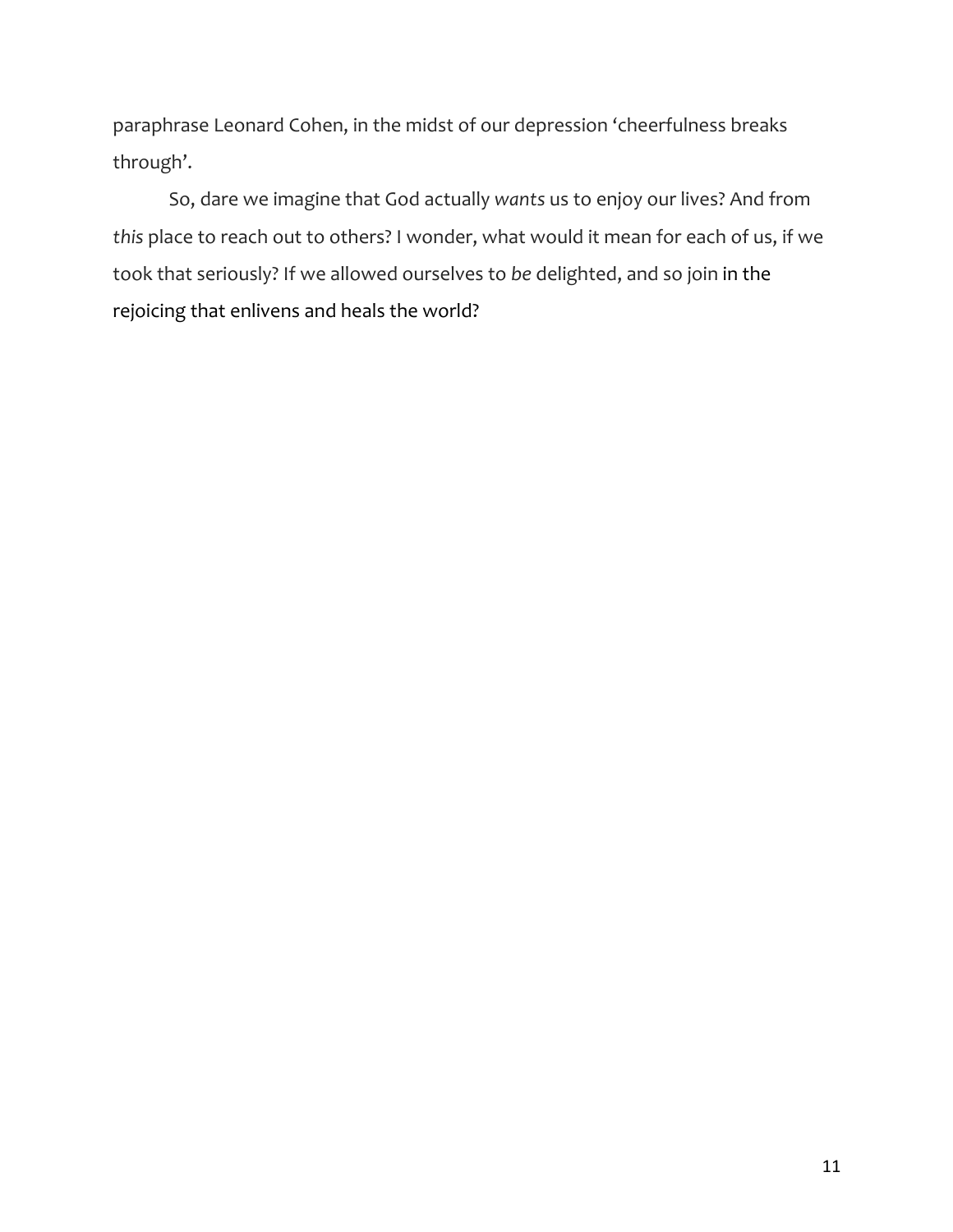paraphrase Leonard Cohen, in the midst of our depression 'cheerfulness breaks through'.

So, dare we imagine that God actually *wants* us to enjoy our lives? And from *this* place to reach out to others? I wonder, what would it mean for each of us, if we took that seriously? If we allowed ourselves to *be* delighted, and so join in the rejoicing that enlivens and heals the world?